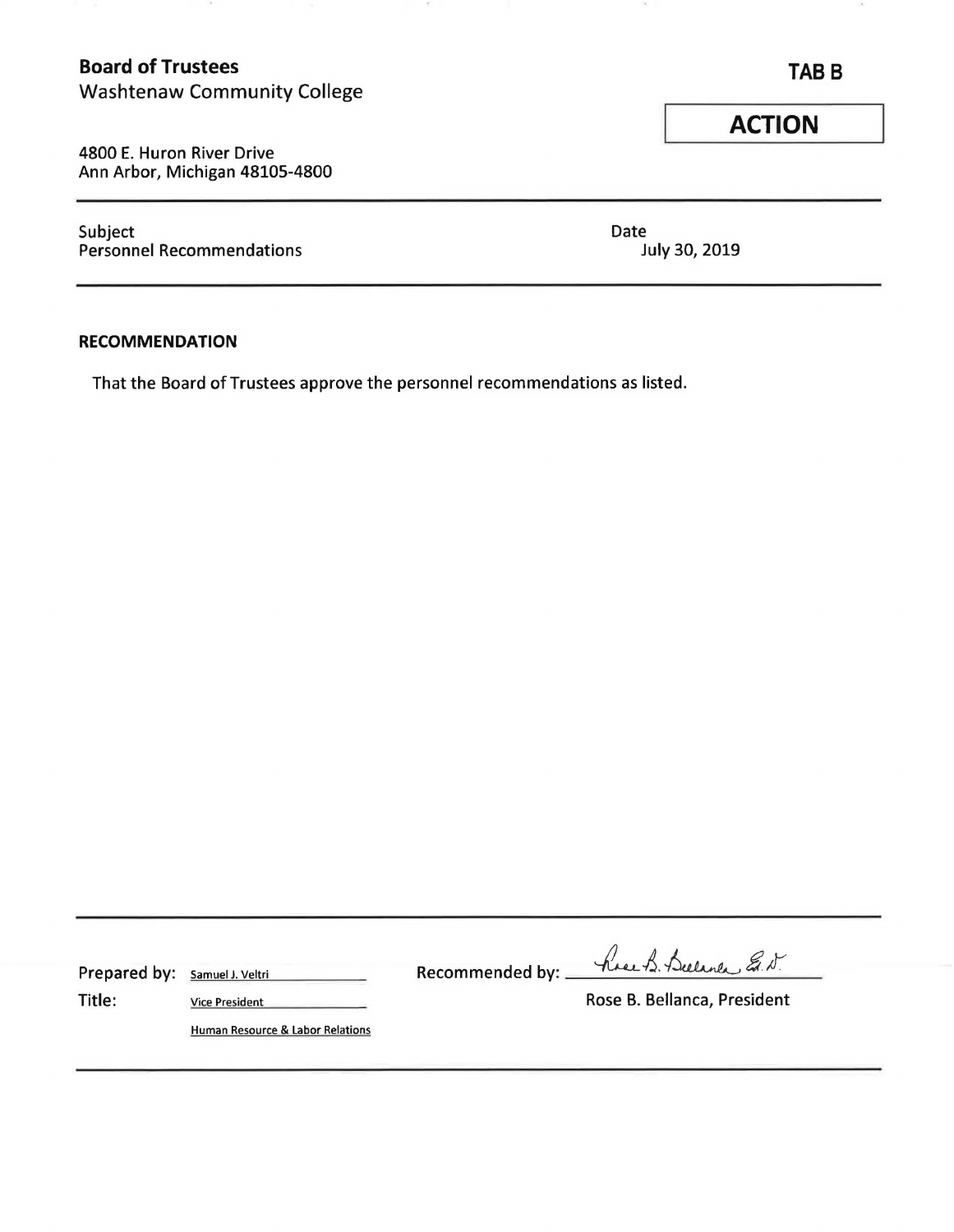**Board of Trustees**
Washtenaw Community College

**TAB B**

**ACTION**

4800 E. Huron River Drive
Ann Arbor, Michigan 48105-4800

Subject
Personnel Recommendations

Date
July 30, 2019

**RECOMMENDATION**

That the Board of Trustees approve the personnel recommendations as listed.

Prepared by: Samuel J. Veltri
Title: Vice President
Human Resource & Labor Relations

Recommended by: Rose B. Bellanca, Ed.D.
Rose B. Bellanca, President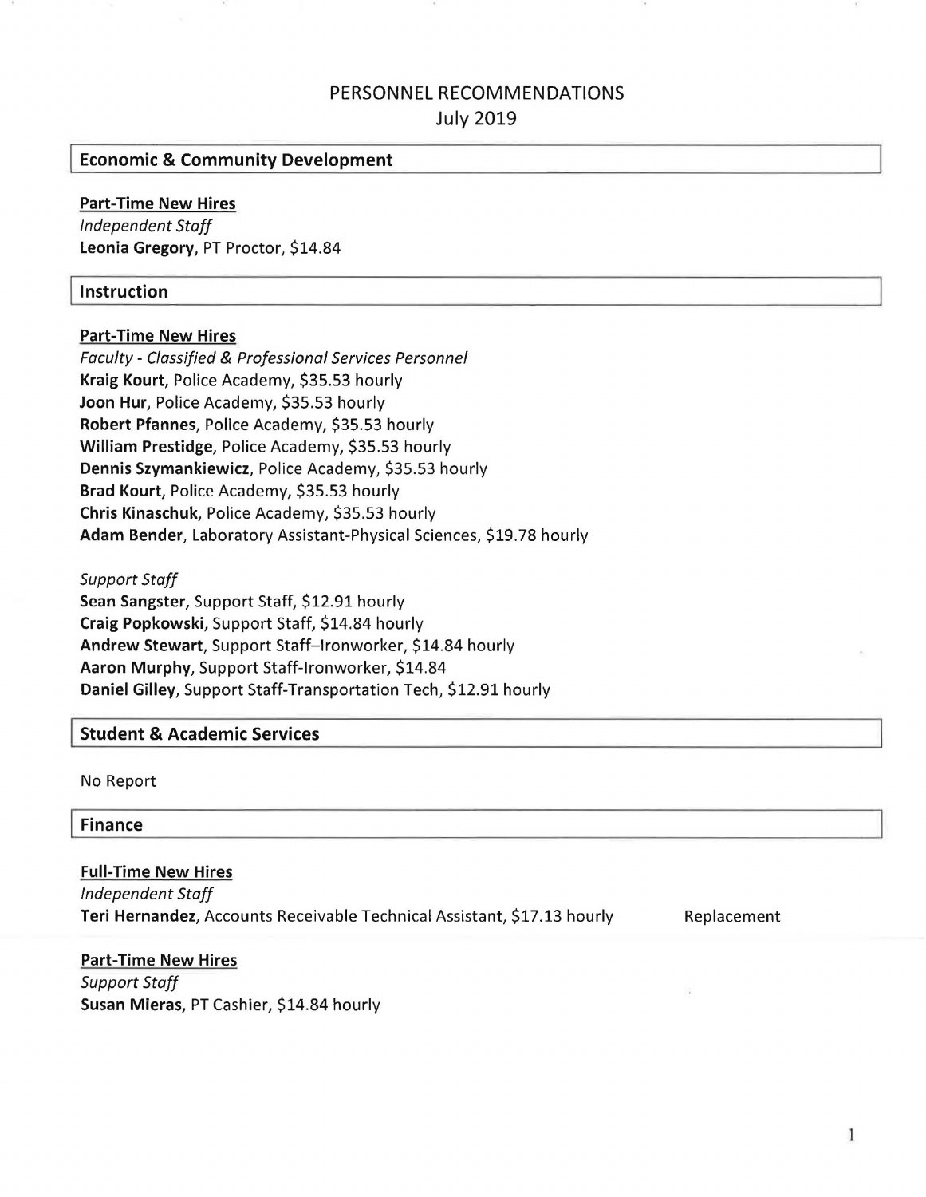# PERSONNEL RECOMMENDATIONS

July 2019

## Economic & Community Development

**Part-Time New Hires**

*Independent Staff*

**Leonia Gregory**, PT Proctor, $14.84

## Instruction

**Part-Time New Hires**

*Faculty - Classified & Professional Services Personnel*

**Kraig Kourt**, Police Academy, $35.53 hourly
**Joon Hur**, Police Academy, $35.53 hourly
**Robert Pfannes**, Police Academy, $35.53 hourly
**William Prestidge**, Police Academy, $35.53 hourly
**Dennis Szymankiewicz**, Police Academy, $35.53 hourly
**Brad Kourt**, Police Academy, $35.53 hourly
**Chris Kinaschuk**, Police Academy, $35.53 hourly
**Adam Bender**, Laboratory Assistant-Physical Sciences, $19.78 hourly

*Support Staff*

**Sean Sangster**, Support Staff, $12.91 hourly
**Craig Popkowski**, Support Staff, $14.84 hourly
**Andrew Stewart**, Support Staff–Ironworker, $14.84 hourly
**Aaron Murphy**, Support Staff-Ironworker, $14.84
**Daniel Gilley**, Support Staff-Transportation Tech, $12.91 hourly

## Student & Academic Services

No Report

## Finance

**Full-Time New Hires**

*Independent Staff*

**Teri Hernandez**, Accounts Receivable Technical Assistant, $17.13 hourly — Replacement

**Part-Time New Hires**

*Support Staff*

**Susan Mieras**, PT Cashier, $14.84 hourly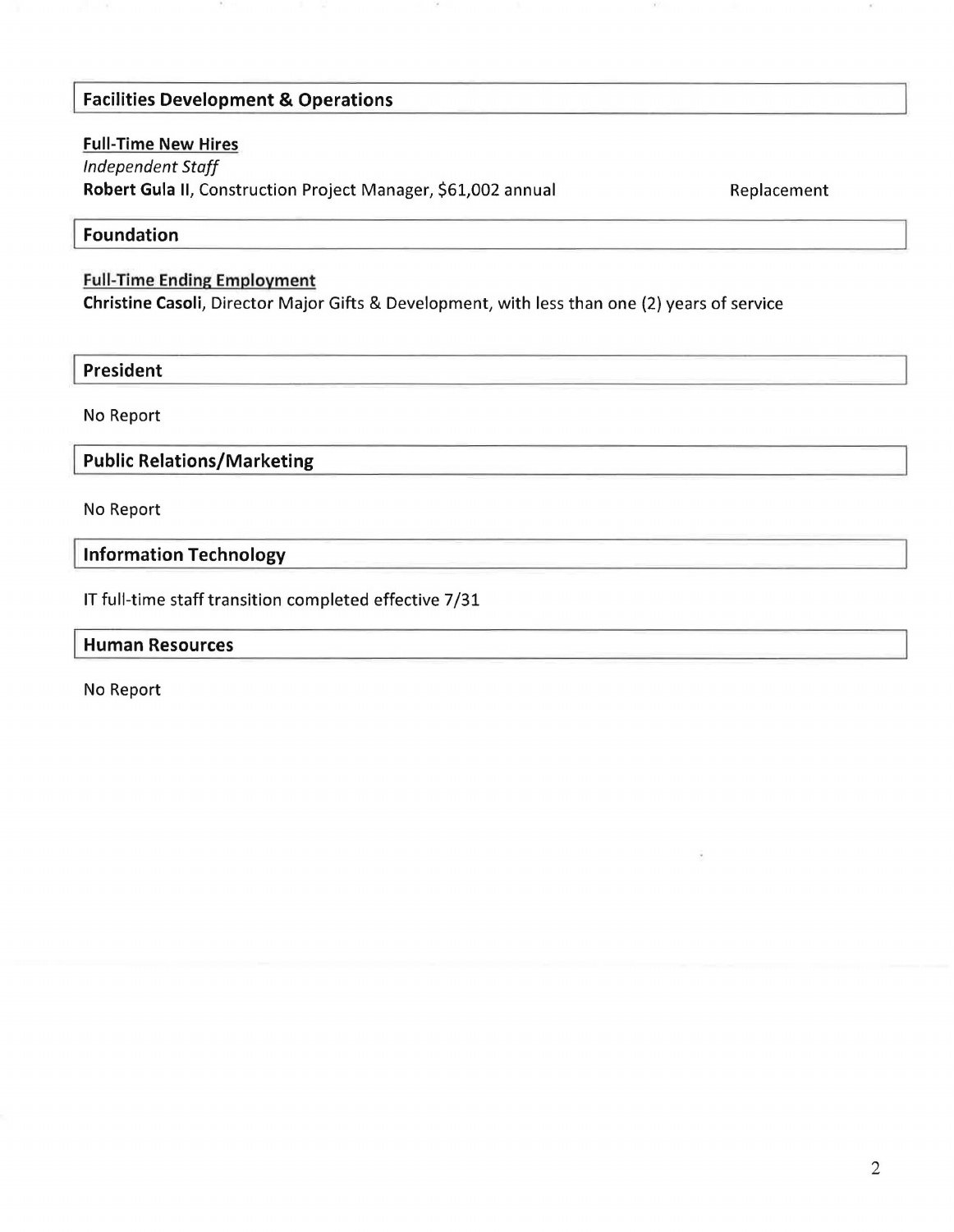## Facilities Development & Operations

**Full-Time New Hires**

*Independent Staff*

**Robert Gula II**, Construction Project Manager, $61,002 annual — Replacement

## Foundation

**Full-Time Ending Employment**

**Christine Casoli**, Director Major Gifts & Development, with less than one (2) years of service

## President

No Report

## Public Relations/Marketing

No Report

## Information Technology

IT full-time staff transition completed effective 7/31

## Human Resources

No Report